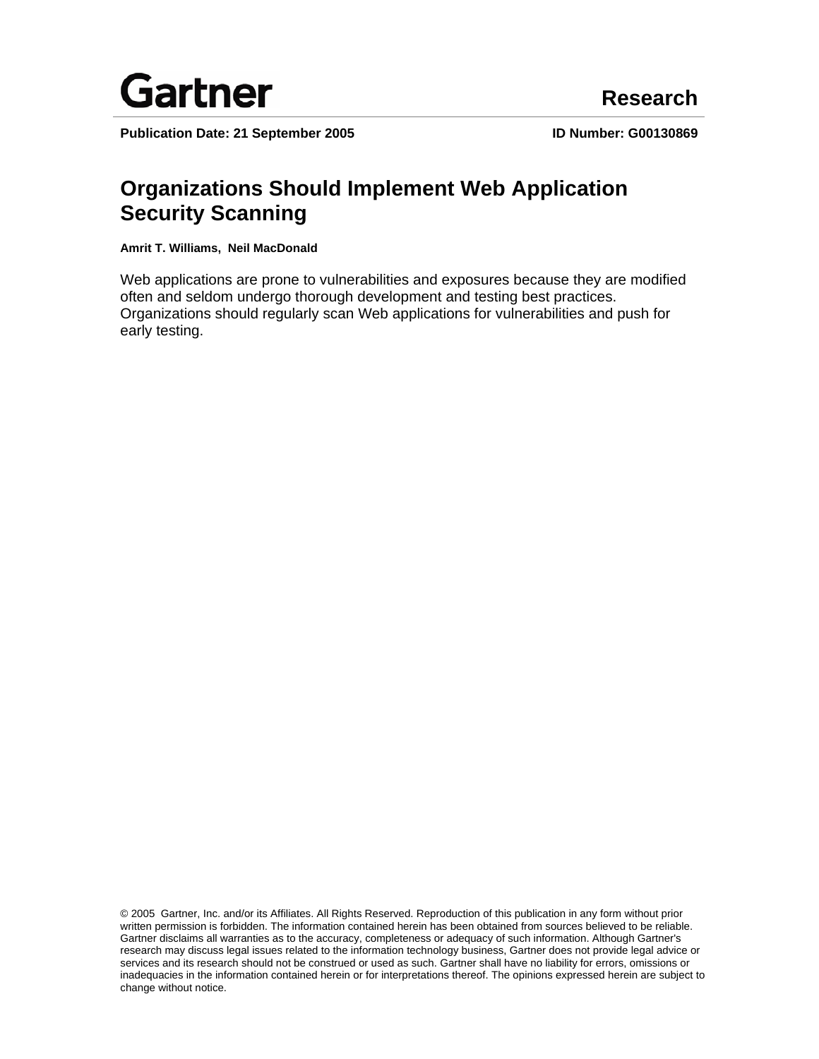Gartner

Research

**Publication Date: 21 September 2005** **ID Number: G00130869**

# Organizations Should Implement Web Application Security Scanning

**Amrit T. Williams, Neil MacDonald**

Web applications are prone to vulnerabilities and exposures because they are modified often and seldom undergo thorough development and testing best practices. Organizations should regularly scan Web applications for vulnerabilities and push for early testing.

© 2005 Gartner, Inc. and/or its Affiliates. All Rights Reserved. Reproduction of this publication in any form without prior written permission is forbidden. The information contained herein has been obtained from sources believed to be reliable. Gartner disclaims all warranties as to the accuracy, completeness or adequacy of such information. Although Gartner's research may discuss legal issues related to the information technology business, Gartner does not provide legal advice or services and its research should not be construed or used as such. Gartner shall have no liability for errors, omissions or inadequacies in the information contained herein or for interpretations thereof. The opinions expressed herein are subject to change without notice.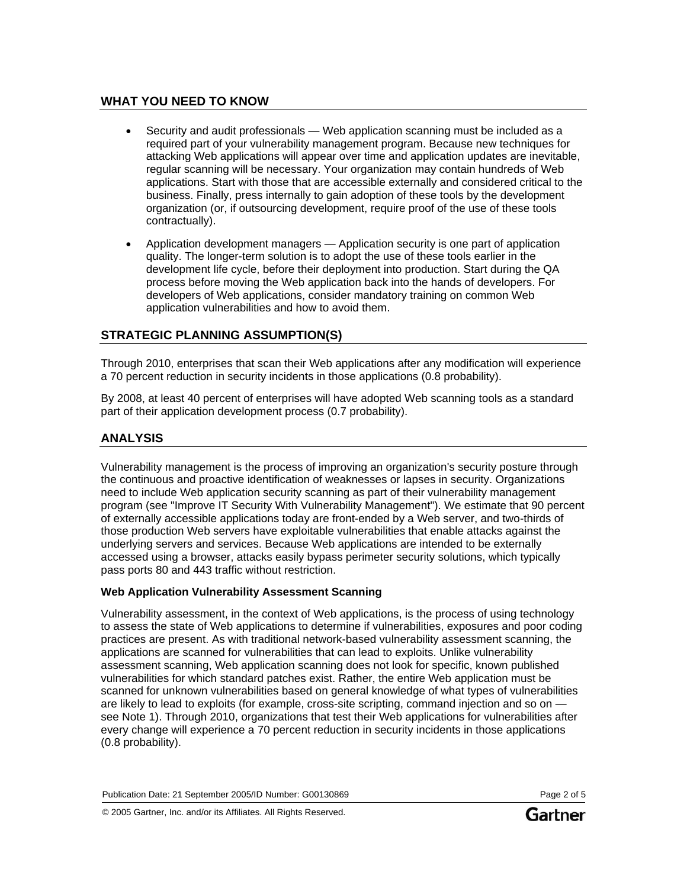## WHAT YOU NEED TO KNOW

- Security and audit professionals — Web application scanning must be included as a required part of your vulnerability management program. Because new techniques for attacking Web applications will appear over time and application updates are inevitable, regular scanning will be necessary. Your organization may contain hundreds of Web applications. Start with those that are accessible externally and considered critical to the business. Finally, press internally to gain adoption of these tools by the development organization (or, if outsourcing development, require proof of the use of these tools contractually).
- Application development managers — Application security is one part of application quality. The longer-term solution is to adopt the use of these tools earlier in the development life cycle, before their deployment into production. Start during the QA process before moving the Web application back into the hands of developers. For developers of Web applications, consider mandatory training on common Web application vulnerabilities and how to avoid them.

## STRATEGIC PLANNING ASSUMPTION(S)

Through 2010, enterprises that scan their Web applications after any modification will experience a 70 percent reduction in security incidents in those applications (0.8 probability).

By 2008, at least 40 percent of enterprises will have adopted Web scanning tools as a standard part of their application development process (0.7 probability).

## ANALYSIS

Vulnerability management is the process of improving an organization's security posture through the continuous and proactive identification of weaknesses or lapses in security. Organizations need to include Web application security scanning as part of their vulnerability management program (see "Improve IT Security With Vulnerability Management"). We estimate that 90 percent of externally accessible applications today are front-ended by a Web server, and two-thirds of those production Web servers have exploitable vulnerabilities that enable attacks against the underlying servers and services. Because Web applications are intended to be externally accessed using a browser, attacks easily bypass perimeter security solutions, which typically pass ports 80 and 443 traffic without restriction.

### Web Application Vulnerability Assessment Scanning

Vulnerability assessment, in the context of Web applications, is the process of using technology to assess the state of Web applications to determine if vulnerabilities, exposures and poor coding practices are present. As with traditional network-based vulnerability assessment scanning, the applications are scanned for vulnerabilities that can lead to exploits. Unlike vulnerability assessment scanning, Web application scanning does not look for specific, known published vulnerabilities for which standard patches exist. Rather, the entire Web application must be scanned for unknown vulnerabilities based on general knowledge of what types of vulnerabilities are likely to lead to exploits (for example, cross-site scripting, command injection and so on — see Note 1). Through 2010, organizations that test their Web applications for vulnerabilities after every change will experience a 70 percent reduction in security incidents in those applications (0.8 probability).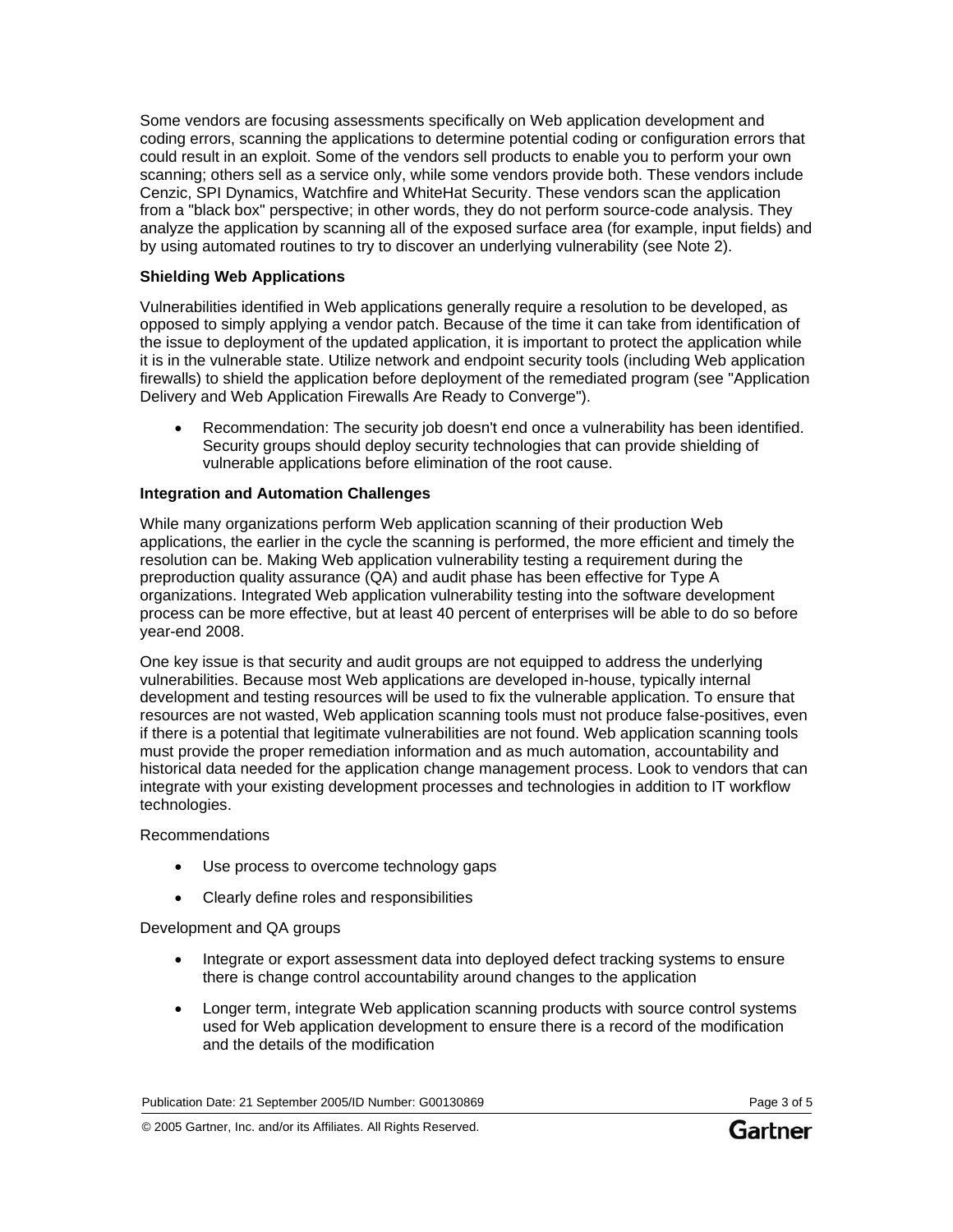Some vendors are focusing assessments specifically on Web application development and coding errors, scanning the applications to determine potential coding or configuration errors that could result in an exploit. Some of the vendors sell products to enable you to perform your own scanning; others sell as a service only, while some vendors provide both. These vendors include Cenzic, SPI Dynamics, Watchfire and WhiteHat Security. These vendors scan the application from a "black box" perspective; in other words, they do not perform source-code analysis. They analyze the application by scanning all of the exposed surface area (for example, input fields) and by using automated routines to try to discover an underlying vulnerability (see Note 2).

**Shielding Web Applications**

Vulnerabilities identified in Web applications generally require a resolution to be developed, as opposed to simply applying a vendor patch. Because of the time it can take from identification of the issue to deployment of the updated application, it is important to protect the application while it is in the vulnerable state. Utilize network and endpoint security tools (including Web application firewalls) to shield the application before deployment of the remediated program (see "Application Delivery and Web Application Firewalls Are Ready to Converge").

- Recommendation: The security job doesn't end once a vulnerability has been identified. Security groups should deploy security technologies that can provide shielding of vulnerable applications before elimination of the root cause.

**Integration and Automation Challenges**

While many organizations perform Web application scanning of their production Web applications, the earlier in the cycle the scanning is performed, the more efficient and timely the resolution can be. Making Web application vulnerability testing a requirement during the preproduction quality assurance (QA) and audit phase has been effective for Type A organizations. Integrated Web application vulnerability testing into the software development process can be more effective, but at least 40 percent of enterprises will be able to do so before year-end 2008.

One key issue is that security and audit groups are not equipped to address the underlying vulnerabilities. Because most Web applications are developed in-house, typically internal development and testing resources will be used to fix the vulnerable application. To ensure that resources are not wasted, Web application scanning tools must not produce false-positives, even if there is a potential that legitimate vulnerabilities are not found. Web application scanning tools must provide the proper remediation information and as much automation, accountability and historical data needed for the application change management process. Look to vendors that can integrate with your existing development processes and technologies in addition to IT workflow technologies.

Recommendations

- Use process to overcome technology gaps
- Clearly define roles and responsibilities

Development and QA groups

- Integrate or export assessment data into deployed defect tracking systems to ensure there is change control accountability around changes to the application
- Longer term, integrate Web application scanning products with source control systems used for Web application development to ensure there is a record of the modification and the details of the modification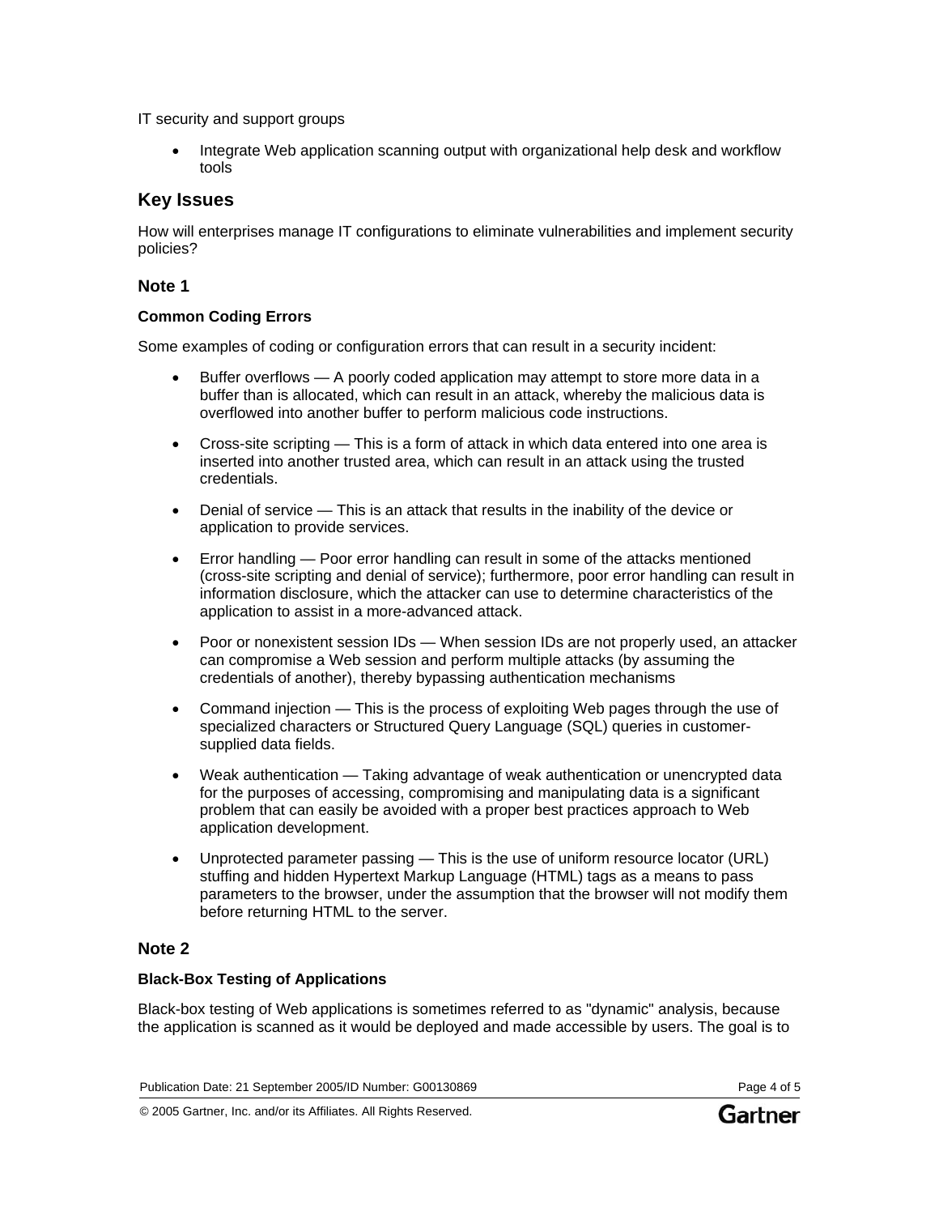IT security and support groups

- Integrate Web application scanning output with organizational help desk and workflow tools

## Key Issues

How will enterprises manage IT configurations to eliminate vulnerabilities and implement security policies?

### Note 1

#### Common Coding Errors

Some examples of coding or configuration errors that can result in a security incident:

- Buffer overflows — A poorly coded application may attempt to store more data in a buffer than is allocated, which can result in an attack, whereby the malicious data is overflowed into another buffer to perform malicious code instructions.
- Cross-site scripting — This is a form of attack in which data entered into one area is inserted into another trusted area, which can result in an attack using the trusted credentials.
- Denial of service — This is an attack that results in the inability of the device or application to provide services.
- Error handling — Poor error handling can result in some of the attacks mentioned (cross-site scripting and denial of service); furthermore, poor error handling can result in information disclosure, which the attacker can use to determine characteristics of the application to assist in a more-advanced attack.
- Poor or nonexistent session IDs — When session IDs are not properly used, an attacker can compromise a Web session and perform multiple attacks (by assuming the credentials of another), thereby bypassing authentication mechanisms
- Command injection — This is the process of exploiting Web pages through the use of specialized characters or Structured Query Language (SQL) queries in customer-supplied data fields.
- Weak authentication — Taking advantage of weak authentication or unencrypted data for the purposes of accessing, compromising and manipulating data is a significant problem that can easily be avoided with a proper best practices approach to Web application development.
- Unprotected parameter passing — This is the use of uniform resource locator (URL) stuffing and hidden Hypertext Markup Language (HTML) tags as a means to pass parameters to the browser, under the assumption that the browser will not modify them before returning HTML to the server.

### Note 2

#### Black-Box Testing of Applications

Black-box testing of Web applications is sometimes referred to as "dynamic" analysis, because the application is scanned as it would be deployed and made accessible by users. The goal is to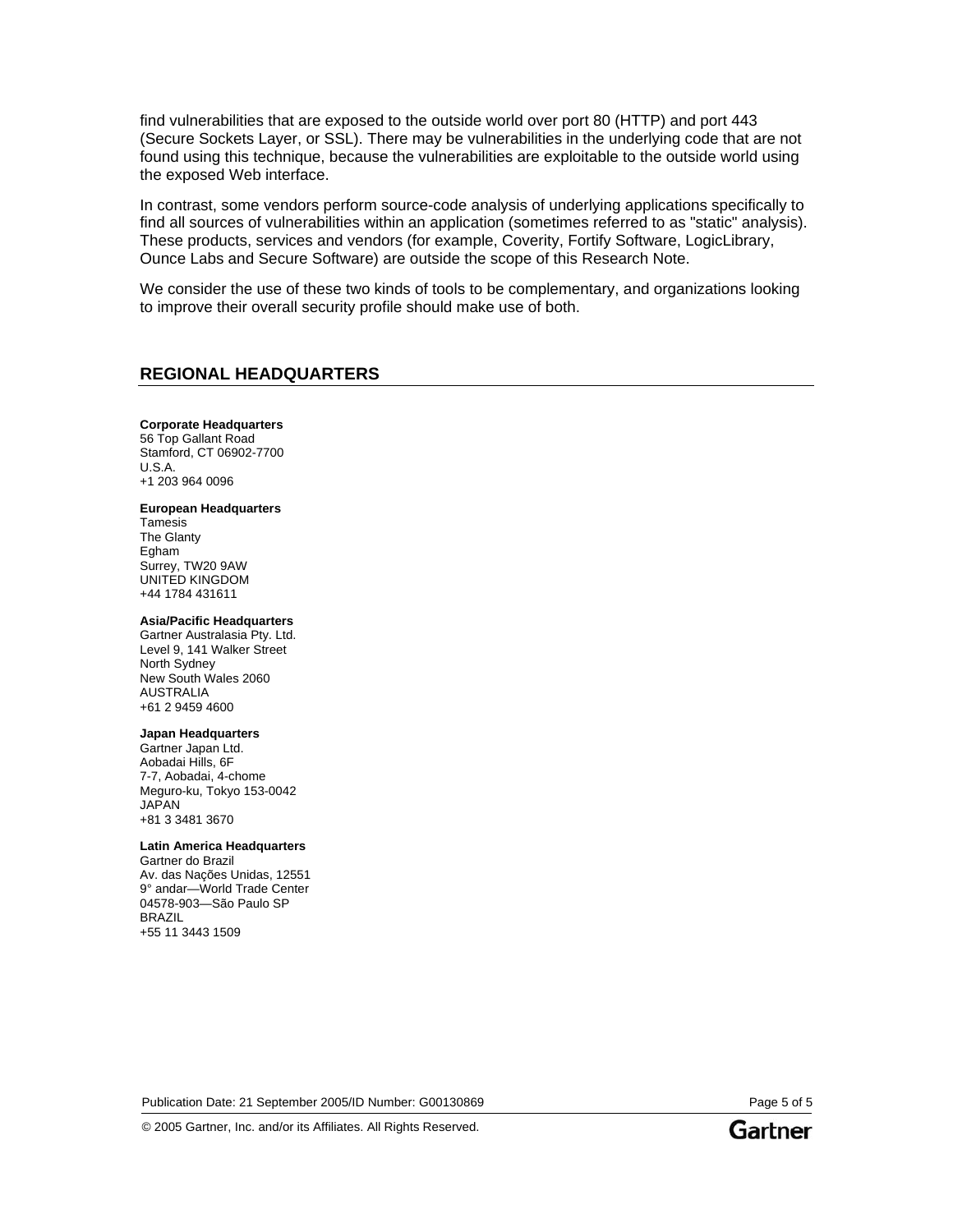find vulnerabilities that are exposed to the outside world over port 80 (HTTP) and port 443 (Secure Sockets Layer, or SSL). There may be vulnerabilities in the underlying code that are not found using this technique, because the vulnerabilities are exploitable to the outside world using the exposed Web interface.

In contrast, some vendors perform source-code analysis of underlying applications specifically to find all sources of vulnerabilities within an application (sometimes referred to as "static" analysis). These products, services and vendors (for example, Coverity, Fortify Software, LogicLibrary, Ounce Labs and Secure Software) are outside the scope of this Research Note.

We consider the use of these two kinds of tools to be complementary, and organizations looking to improve their overall security profile should make use of both.

## REGIONAL HEADQUARTERS

**Corporate Headquarters**
56 Top Gallant Road
Stamford, CT 06902-7700
U.S.A.
+1 203 964 0096

**European Headquarters**
Tamesis
The Glanty
Egham
Surrey, TW20 9AW
UNITED KINGDOM
+44 1784 431611

**Asia/Pacific Headquarters**
Gartner Australasia Pty. Ltd.
Level 9, 141 Walker Street
North Sydney
New South Wales 2060
AUSTRALIA
+61 2 9459 4600

**Japan Headquarters**
Gartner Japan Ltd.
Aobadai Hills, 6F
7-7, Aobadai, 4-chome
Meguro-ku, Tokyo 153-0042
JAPAN
+81 3 3481 3670

**Latin America Headquarters**
Gartner do Brazil
Av. das Nações Unidas, 12551
9° andar—World Trade Center
04578-903—São Paulo SP
BRAZIL
+55 11 3443 1509

Publication Date: 21 September 2005/ID Number: G00130869

© 2005 Gartner, Inc. and/or its Affiliates. All Rights Reserved.